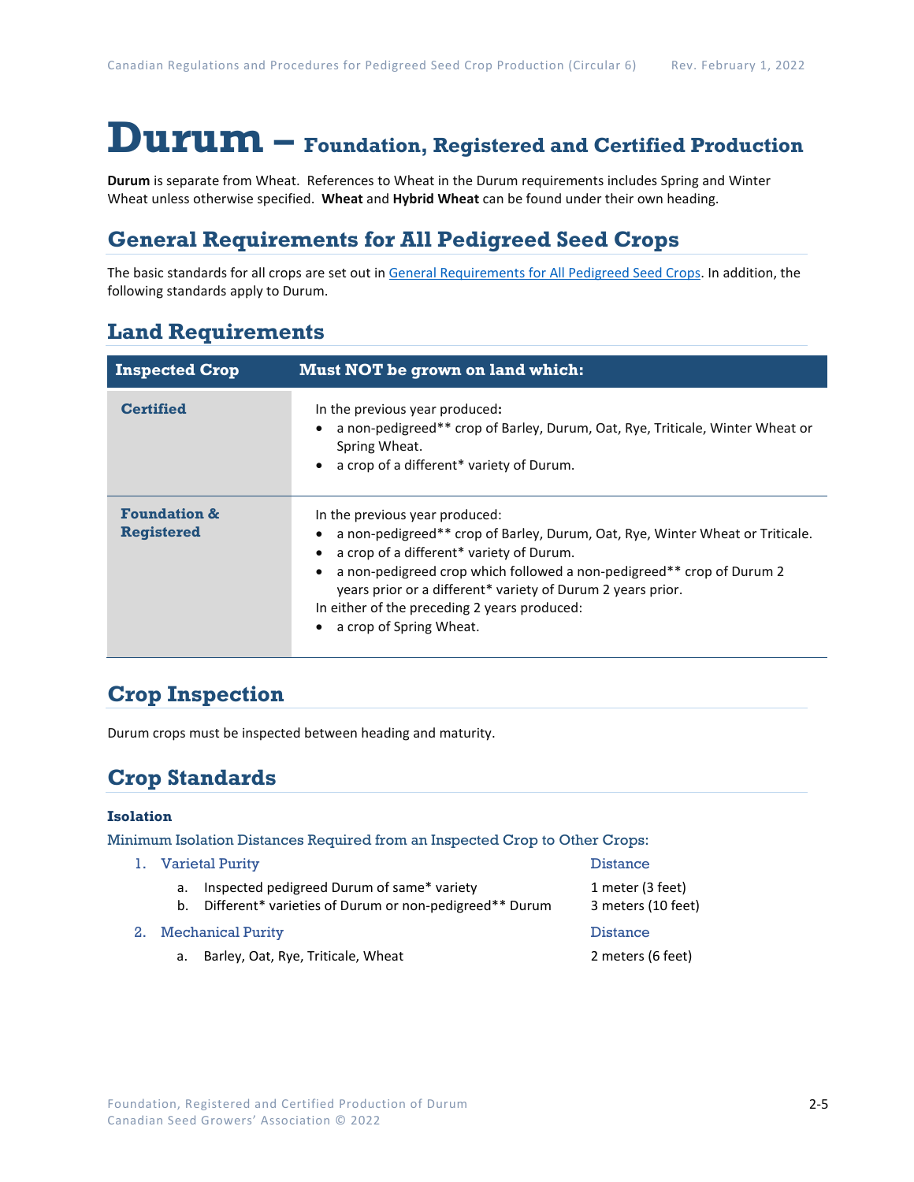# Durum – Foundation, Registered and Certified Production

**Durum** is separate from Wheat. References to Wheat in the Durum requirements includes Spring and Winter Wheat unless otherwise specified. **Wheat** and **Hybrid Wheat** can be found under their own heading.

## General Requirements for All Pedigreed Seed Crops

The basic standards for all crops are set out in General Requirements for All Pedigreed Seed Crops. In addition, the following standards apply to Durum.

## Land Requirements

| Inspected Crop | Must NOT be grown on land which: |
|---|---|
| **Certified** | In the previous year produced**:**<br>• a non-pedigreed** crop of Barley, Durum, Oat, Rye, Triticale, Winter Wheat or Spring Wheat.<br>• a crop of a different* variety of Durum. |
| **Foundation & Registered** | In the previous year produced:<br>• a non-pedigreed** crop of Barley, Durum, Oat, Rye, Winter Wheat or Triticale.<br>• a crop of a different* variety of Durum.<br>• a non-pedigreed crop which followed a non-pedigreed** crop of Durum 2 years prior or a different* variety of Durum 2 years prior.<br>In either of the preceding 2 years produced:<br>• a crop of Spring Wheat. |

## Crop Inspection

Durum crops must be inspected between heading and maturity.

## Crop Standards

### Isolation

Minimum Isolation Distances Required from an Inspected Crop to Other Crops:

1. Varietal Purity — Distance
   a. Inspected pedigreed Durum of same* variety — 1 meter (3 feet)
   b. Different* varieties of Durum or non-pedigreed** Durum — 3 meters (10 feet)
2. Mechanical Purity — Distance
   a. Barley, Oat, Rye, Triticale, Wheat — 2 meters (6 feet)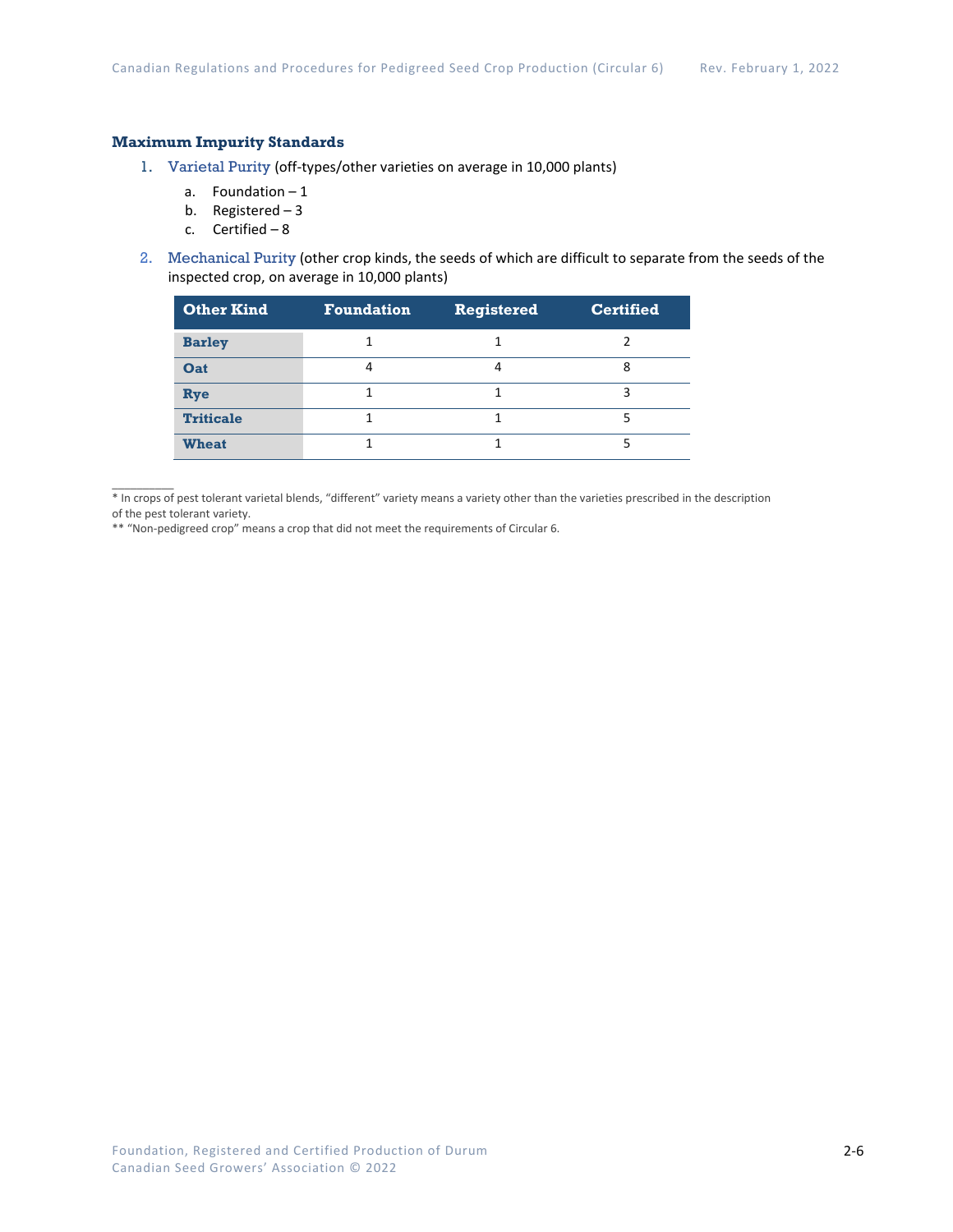### Maximum Impurity Standards

1. Varietal Purity (off-types/other varieties on average in 10,000 plants)
   a. Foundation – 1
   b. Registered – 3
   c. Certified – 8

2. Mechanical Purity (other crop kinds, the seeds of which are difficult to separate from the seeds of the inspected crop, on average in 10,000 plants)

| Other Kind | Foundation | Registered | Certified |
|---|---|---|---|
| **Barley** | 1 | 1 | 2 |
| **Oat** | 4 | 4 | 8 |
| **Rye** | 1 | 1 | 3 |
| **Triticale** | 1 | 1 | 5 |
| **Wheat** | 1 | 1 | 5 |

---

* In crops of pest tolerant varietal blends, "different" variety means a variety other than the varieties prescribed in the description of the pest tolerant variety.
** "Non-pedigreed crop" means a crop that did not meet the requirements of Circular 6.